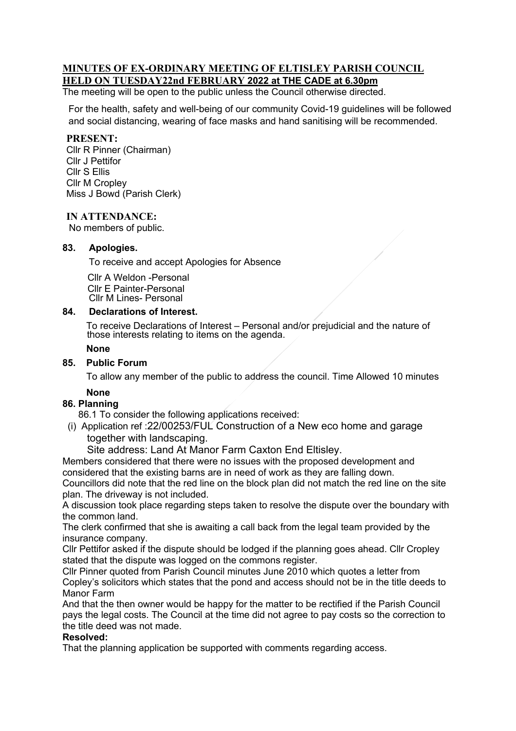# MINUTES OF EX-ORDINARY MEETING OF ELTISLEY PARISH COUNCIL HELD ON TUESDAY22nd FEBRUARY 2022 at THE CADE at 6.30pm

The meeting will be open to the public unless the Council otherwise directed.

For the health, safety and well-being of our community Covid-19 guidelines will be followed and social distancing, wearing of face masks and hand sanitising will be recommended.

**PRESENT:**

Cllr R Pinner (Chairman)
Cllr J Pettifor
Cllr S Ellis
Cllr M Cropley
Miss J Bowd (Parish Clerk)

**IN ATTENDANCE:**

No members of public.

**83. Apologies.**

To receive and accept Apologies for Absence

Cllr A Weldon -Personal
Cllr E Painter-Personal
Cllr M Lines- Personal

**84. Declarations of Interest.**

To receive Declarations of Interest – Personal and/or prejudicial and the nature of those interests relating to items on the agenda.

**None**

**85. Public Forum**

To allow any member of the public to address the council. Time Allowed 10 minutes

**None**

**86. Planning**

86.1 To consider the following applications received:

(i) Application ref :22/00253/FUL Construction of a New eco home and garage together with landscaping.
Site address: Land At Manor Farm Caxton End Eltisley.

Members considered that there were no issues with the proposed development and considered that the existing barns are in need of work as they are falling down.

Councillors did note that the red line on the block plan did not match the red line on the site plan. The driveway is not included.

A discussion took place regarding steps taken to resolve the dispute over the boundary with the common land.

The clerk confirmed that she is awaiting a call back from the legal team provided by the insurance company.

Cllr Pettifor asked if the dispute should be lodged if the planning goes ahead. Cllr Cropley stated that the dispute was logged on the commons register.

Cllr Pinner quoted from Parish Council minutes June 2010 which quotes a letter from Copley's solicitors which states that the pond and access should not be in the title deeds to Manor Farm

And that the then owner would be happy for the matter to be rectified if the Parish Council pays the legal costs. The Council at the time did not agree to pay costs so the correction to the title deed was not made.

**Resolved:**

That the planning application be supported with comments regarding access.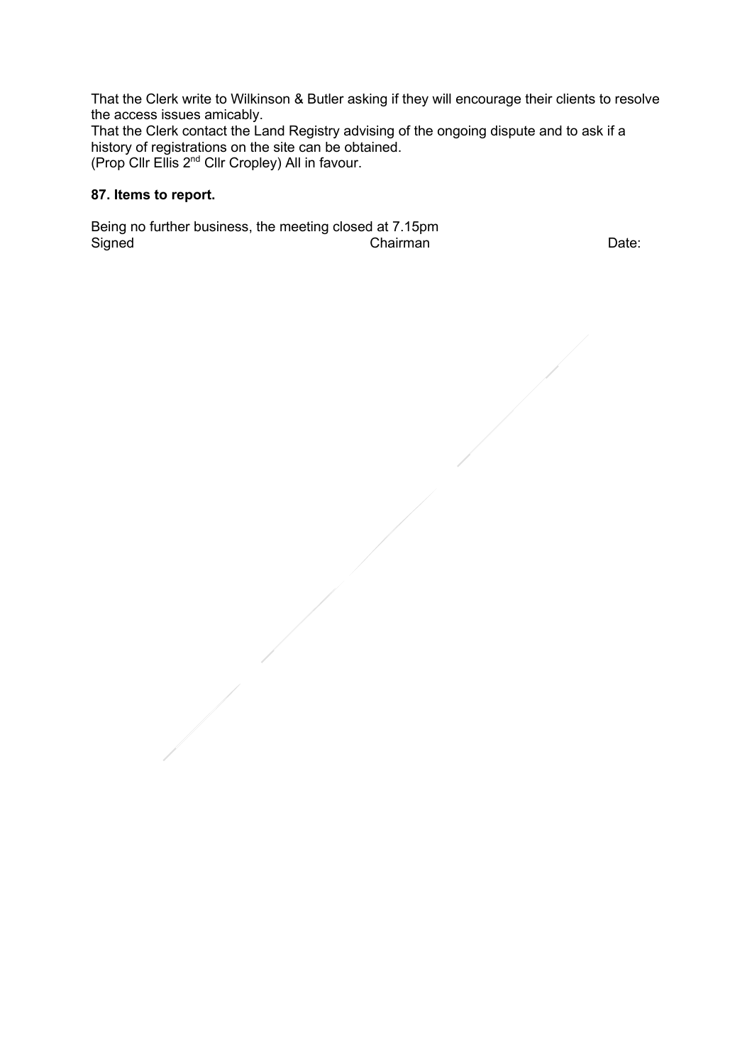That the Clerk write to Wilkinson & Butler asking if they will encourage their clients to resolve the access issues amicably.
That the Clerk contact the Land Registry advising of the ongoing dispute and to ask if a history of registrations on the site can be obtained.
(Prop Cllr Ellis 2nd Cllr Cropley) All in favour.

**87. Items to report.**

Being no further business, the meeting closed at 7.15pm
Signed Chairman Date: